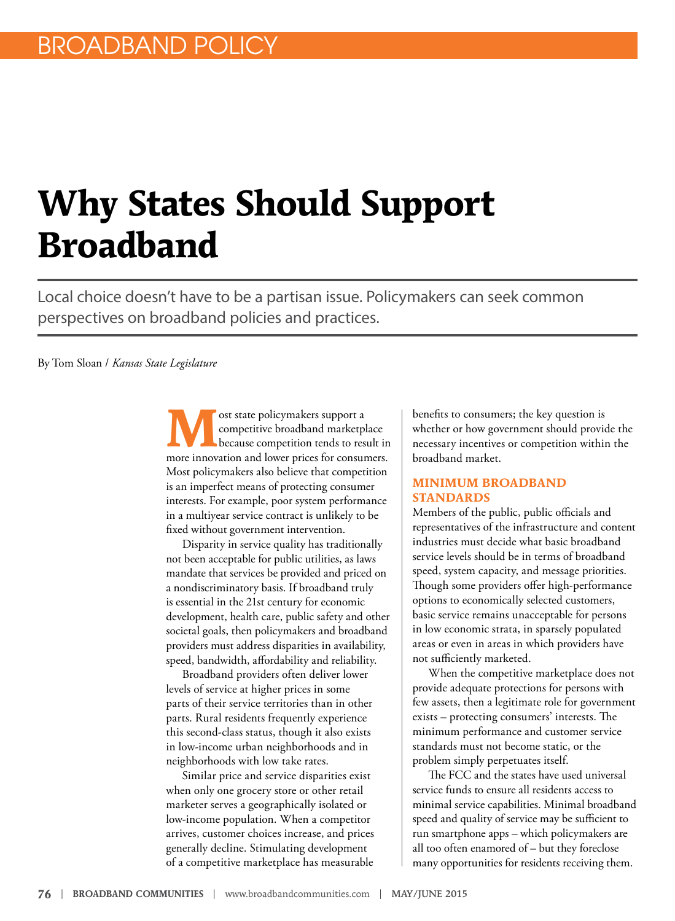BROADBAND POLICY

# Why States Should Support Broadband

Local choice doesn't have to be a partisan issue. Policymakers can seek common perspectives on broadband policies and practices.

By Tom Sloan / *Kansas State Legislature*

Most state policymakers support a competitive broadband marketplace because competition tends to result in more innovation and lower prices for consumers. Most policymakers also believe that competition is an imperfect means of protecting consumer interests. For example, poor system performance in a multiyear service contract is unlikely to be fixed without government intervention.

Disparity in service quality has traditionally not been acceptable for public utilities, as laws mandate that services be provided and priced on a nondiscriminatory basis. If broadband truly is essential in the 21st century for economic development, health care, public safety and other societal goals, then policymakers and broadband providers must address disparities in availability, speed, bandwidth, affordability and reliability.

Broadband providers often deliver lower levels of service at higher prices in some parts of their service territories than in other parts. Rural residents frequently experience this second-class status, though it also exists in low-income urban neighborhoods and in neighborhoods with low take rates.

Similar price and service disparities exist when only one grocery store or other retail marketer serves a geographically isolated or low-income population. When a competitor arrives, customer choices increase, and prices generally decline. Stimulating development of a competitive marketplace has measurable benefits to consumers; the key question is whether or how government should provide the necessary incentives or competition within the broadband market.

## MINIMUM BROADBAND STANDARDS

Members of the public, public officials and representatives of the infrastructure and content industries must decide what basic broadband service levels should be in terms of broadband speed, system capacity, and message priorities. Though some providers offer high-performance options to economically selected customers, basic service remains unacceptable for persons in low economic strata, in sparsely populated areas or even in areas in which providers have not sufficiently marketed.

When the competitive marketplace does not provide adequate protections for persons with few assets, then a legitimate role for government exists – protecting consumers' interests. The minimum performance and customer service standards must not become static, or the problem simply perpetuates itself.

The FCC and the states have used universal service funds to ensure all residents access to minimal service capabilities. Minimal broadband speed and quality of service may be sufficient to run smartphone apps – which policymakers are all too often enamored of – but they foreclose many opportunities for residents receiving them.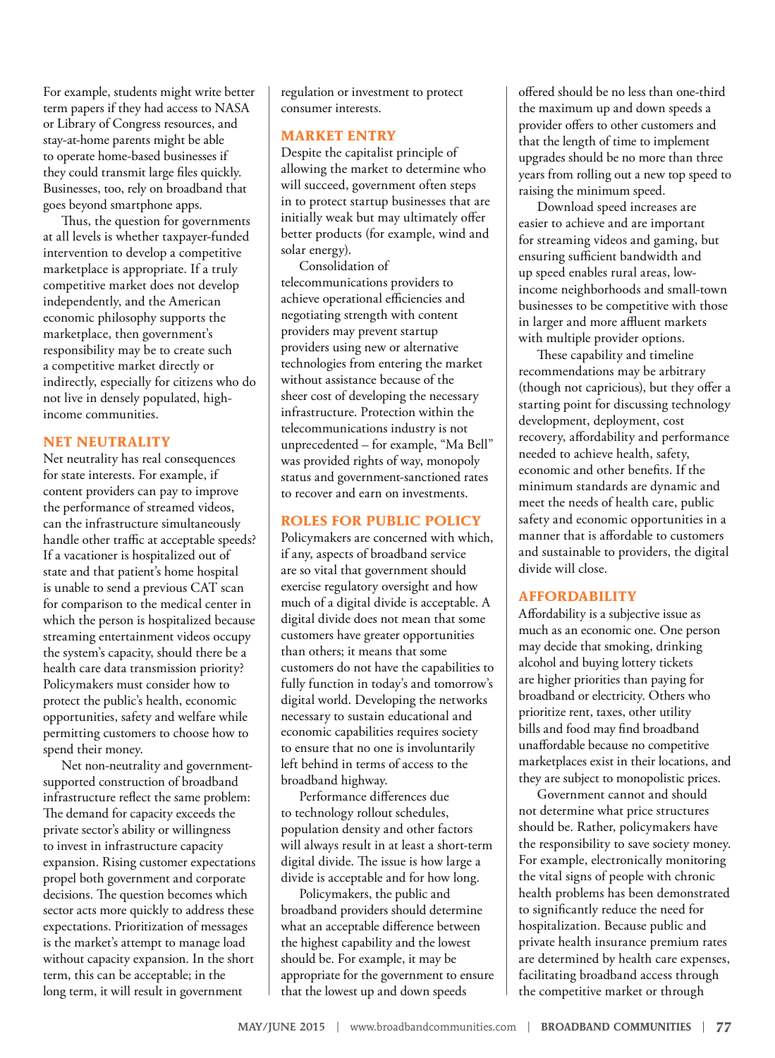For example, students might write better term papers if they had access to NASA or Library of Congress resources, and stay-at-home parents might be able to operate home-based businesses if they could transmit large files quickly. Businesses, too, rely on broadband that goes beyond smartphone apps.

Thus, the question for governments at all levels is whether taxpayer-funded intervention to develop a competitive marketplace is appropriate. If a truly competitive market does not develop independently, and the American economic philosophy supports the marketplace, then government's responsibility may be to create such a competitive market directly or indirectly, especially for citizens who do not live in densely populated, high-income communities.

## NET NEUTRALITY

Net neutrality has real consequences for state interests. For example, if content providers can pay to improve the performance of streamed videos, can the infrastructure simultaneously handle other traffic at acceptable speeds? If a vacationer is hospitalized out of state and that patient's home hospital is unable to send a previous CAT scan for comparison to the medical center in which the person is hospitalized because streaming entertainment videos occupy the system's capacity, should there be a health care data transmission priority? Policymakers must consider how to protect the public's health, economic opportunities, safety and welfare while permitting customers to choose how to spend their money.

Net non-neutrality and government-supported construction of broadband infrastructure reflect the same problem: The demand for capacity exceeds the private sector's ability or willingness to invest in infrastructure capacity expansion. Rising customer expectations propel both government and corporate decisions. The question becomes which sector acts more quickly to address these expectations. Prioritization of messages is the market's attempt to manage load without capacity expansion. In the short term, this can be acceptable; in the long term, it will result in government regulation or investment to protect consumer interests.

## MARKET ENTRY

Despite the capitalist principle of allowing the market to determine who will succeed, government often steps in to protect startup businesses that are initially weak but may ultimately offer better products (for example, wind and solar energy).

Consolidation of telecommunications providers to achieve operational efficiencies and negotiating strength with content providers may prevent startup providers using new or alternative technologies from entering the market without assistance because of the sheer cost of developing the necessary infrastructure. Protection within the telecommunications industry is not unprecedented – for example, "Ma Bell" was provided rights of way, monopoly status and government-sanctioned rates to recover and earn on investments.

## ROLES FOR PUBLIC POLICY

Policymakers are concerned with which, if any, aspects of broadband service are so vital that government should exercise regulatory oversight and how much of a digital divide is acceptable. A digital divide does not mean that some customers have greater opportunities than others; it means that some customers do not have the capabilities to fully function in today's and tomorrow's digital world. Developing the networks necessary to sustain educational and economic capabilities requires society to ensure that no one is involuntarily left behind in terms of access to the broadband highway.

Performance differences due to technology rollout schedules, population density and other factors will always result in at least a short-term digital divide. The issue is how large a divide is acceptable and for how long.

Policymakers, the public and broadband providers should determine what an acceptable difference between the highest capability and the lowest should be. For example, it may be appropriate for the government to ensure that the lowest up and down speeds offered should be no less than one-third the maximum up and down speeds a provider offers to other customers and that the length of time to implement upgrades should be no more than three years from rolling out a new top speed to raising the minimum speed.

Download speed increases are easier to achieve and are important for streaming videos and gaming, but ensuring sufficient bandwidth and up speed enables rural areas, low-income neighborhoods and small-town businesses to be competitive with those in larger and more affluent markets with multiple provider options.

These capability and timeline recommendations may be arbitrary (though not capricious), but they offer a starting point for discussing technology development, deployment, cost recovery, affordability and performance needed to achieve health, safety, economic and other benefits. If the minimum standards are dynamic and meet the needs of health care, public safety and economic opportunities in a manner that is affordable to customers and sustainable to providers, the digital divide will close.

## AFFORDABILITY

Affordability is a subjective issue as much as an economic one. One person may decide that smoking, drinking alcohol and buying lottery tickets are higher priorities than paying for broadband or electricity. Others who prioritize rent, taxes, other utility bills and food may find broadband unaffordable because no competitive marketplaces exist in their locations, and they are subject to monopolistic prices.

Government cannot and should not determine what price structures should be. Rather, policymakers have the responsibility to save society money. For example, electronically monitoring the vital signs of people with chronic health problems has been demonstrated to significantly reduce the need for hospitalization. Because public and private health insurance premium rates are determined by health care expenses, facilitating broadband access through the competitive market or through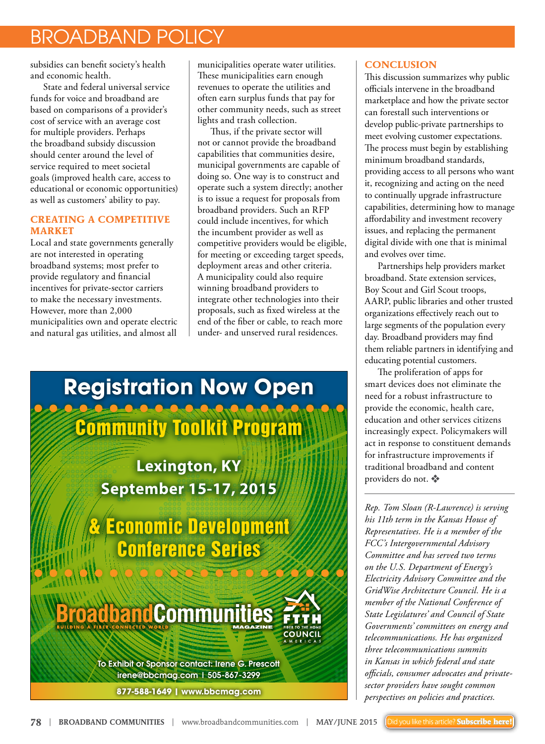subsidies can benefit society's health and economic health.

State and federal universal service funds for voice and broadband are based on comparisons of a provider's cost of service with an average cost for multiple providers. Perhaps the broadband subsidy discussion should center around the level of service required to meet societal goals (improved health care, access to educational or economic opportunities) as well as customers' ability to pay.

## CREATING A COMPETITIVE MARKET

Local and state governments generally are not interested in operating broadband systems; most prefer to provide regulatory and financial incentives for private-sector carriers to make the necessary investments. However, more than 2,000 municipalities own and operate electric and natural gas utilities, and almost all municipalities operate water utilities. These municipalities earn enough revenues to operate the utilities and often earn surplus funds that pay for other community needs, such as street lights and trash collection.

Thus, if the private sector will not or cannot provide the broadband capabilities that communities desire, municipal governments are capable of doing so. One way is to construct and operate such a system directly; another is to issue a request for proposals from broadband providers. Such an RFP could include incentives, for which the incumbent provider as well as competitive providers would be eligible, for meeting or exceeding target speeds, deployment areas and other criteria. A municipality could also require winning broadband providers to integrate other technologies into their proposals, such as fixed wireless at the end of the fiber or cable, to reach more under- and unserved rural residences.

Registration Now Open

Community Toolkit Program

Lexington, KY

September 15-17, 2015

& Economic Development Conference Series

BroadbandCommunities MAGAZINE — BUILDING A FIBER-CONNECTED WORLD

FTTH COUNCIL AMERICAS — FIBER TO THE HOME

To Exhibit or Sponsor contact: Irene G. Prescott

irene@bbcmag.com | 505-867-3299

877-588-1649 | www.bbcmag.com

## CONCLUSION

This discussion summarizes why public officials intervene in the broadband marketplace and how the private sector can forestall such interventions or develop public-private partnerships to meet evolving customer expectations. The process must begin by establishing minimum broadband standards, providing access to all persons who want it, recognizing and acting on the need to continually upgrade infrastructure capabilities, determining how to manage affordability and investment recovery issues, and replacing the permanent digital divide with one that is minimal and evolves over time.

Partnerships help providers market broadband. State extension services, Boy Scout and Girl Scout troops, AARP, public libraries and other trusted organizations effectively reach out to large segments of the population every day. Broadband providers may find them reliable partners in identifying and educating potential customers.

The proliferation of apps for smart devices does not eliminate the need for a robust infrastructure to provide the economic, health care, education and other services citizens increasingly expect. Policymakers will act in response to constituent demands for infrastructure improvements if traditional broadband and content providers do not. ❖

---

*Rep. Tom Sloan (R-Lawrence) is serving his 11th term in the Kansas House of Representatives. He is a member of the FCC's Intergovernmental Advisory Committee and has served two terms on the U.S. Department of Energy's Electricity Advisory Committee and the GridWise Architecture Council. He is a member of the National Conference of State Legislatures' and Council of State Governments' committees on energy and telecommunications. He has organized three telecommunications summits in Kansas in which federal and state officials, consumer advocates and private-sector providers have sought common perspectives on policies and practices.*

Did you like this article? **Subscribe here!**